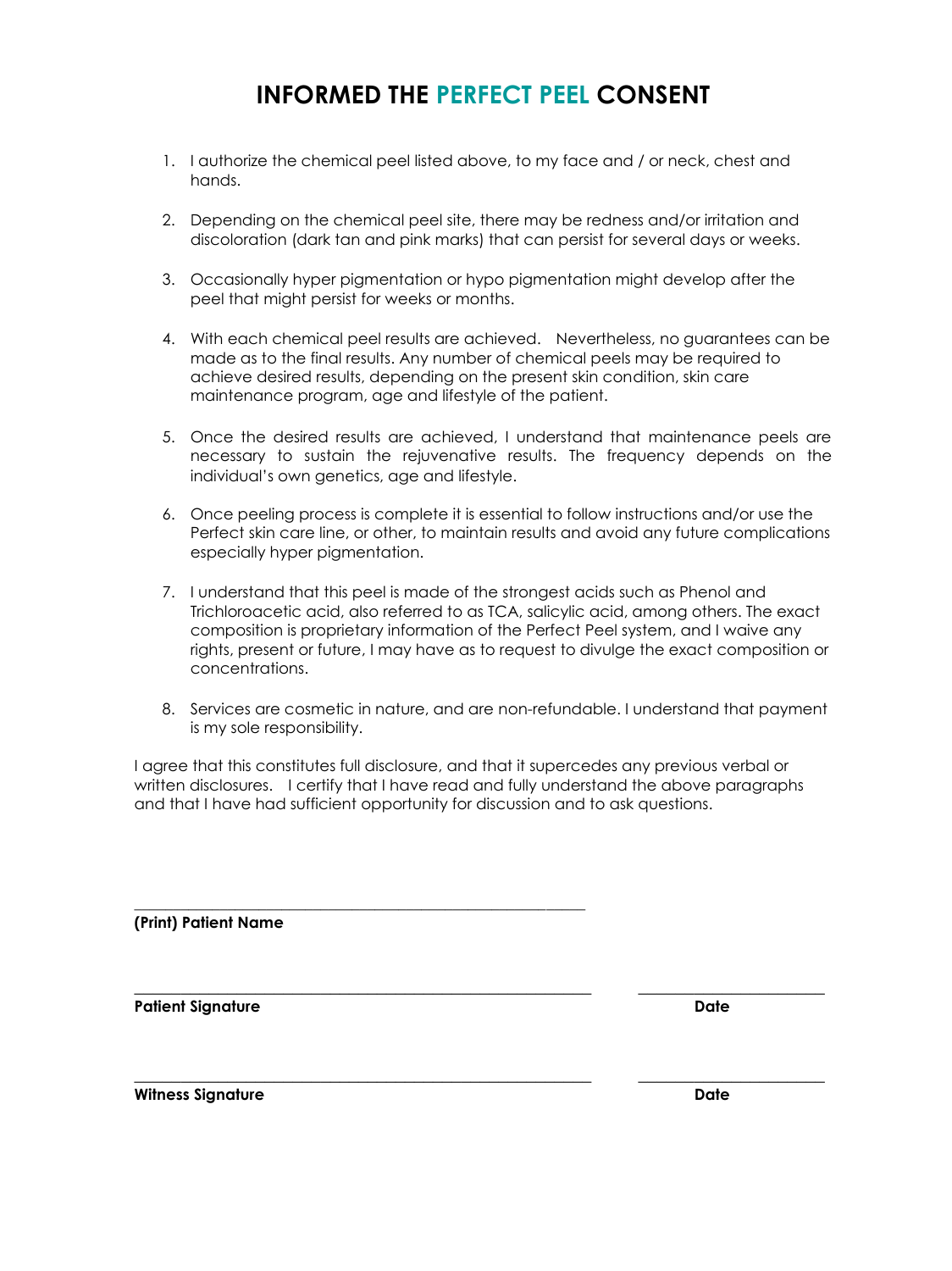# INFORMED THE PERFECT PEEL CONSENT

1. I authorize the chemical peel listed above, to my face and / or neck, chest and hands.

2. Depending on the chemical peel site, there may be redness and/or irritation and discoloration (dark tan and pink marks) that can persist for several days or weeks.

3. Occasionally hyper pigmentation or hypo pigmentation might develop after the peel that might persist for weeks or months.

4. With each chemical peel results are achieved. Nevertheless, no guarantees can be made as to the final results. Any number of chemical peels may be required to achieve desired results, depending on the present skin condition, skin care maintenance program, age and lifestyle of the patient.

5. Once the desired results are achieved, I understand that maintenance peels are necessary to sustain the rejuvenative results. The frequency depends on the individual's own genetics, age and lifestyle.

6. Once peeling process is complete it is essential to follow instructions and/or use the Perfect skin care line, or other, to maintain results and avoid any future complications especially hyper pigmentation.

7. I understand that this peel is made of the strongest acids such as Phenol and Trichloroacetic acid, also referred to as TCA, salicylic acid, among others. The exact composition is proprietary information of the Perfect Peel system, and I waive any rights, present or future, I may have as to request to divulge the exact composition or concentrations.

8. Services are cosmetic in nature, and are non-refundable. I understand that payment is my sole responsibility.

I agree that this constitutes full disclosure, and that it supercedes any previous verbal or written disclosures. I certify that I have read and fully understand the above paragraphs and that I have had sufficient opportunity for discussion and to ask questions.

\_\_\_\_\_\_\_\_\_\_\_\_\_\_\_\_\_\_\_\_\_\_\_\_\_\_\_\_\_\_\_\_\_\_\_\_\_\_\_\_\_\_\_\_

**(Print) Patient Name**

\_\_\_\_\_\_\_\_\_\_\_\_\_\_\_\_\_\_\_\_\_\_\_\_\_\_\_\_\_\_\_\_\_\_\_\_\_\_\_\_\_\_\_\_ \_\_\_\_\_\_\_\_\_\_\_\_\_\_\_\_\_\_\_\_

**Patient Signature** **Date**

\_\_\_\_\_\_\_\_\_\_\_\_\_\_\_\_\_\_\_\_\_\_\_\_\_\_\_\_\_\_\_\_\_\_\_\_\_\_\_\_\_\_\_\_ \_\_\_\_\_\_\_\_\_\_\_\_\_\_\_\_\_\_\_\_

**Witness Signature** **Date**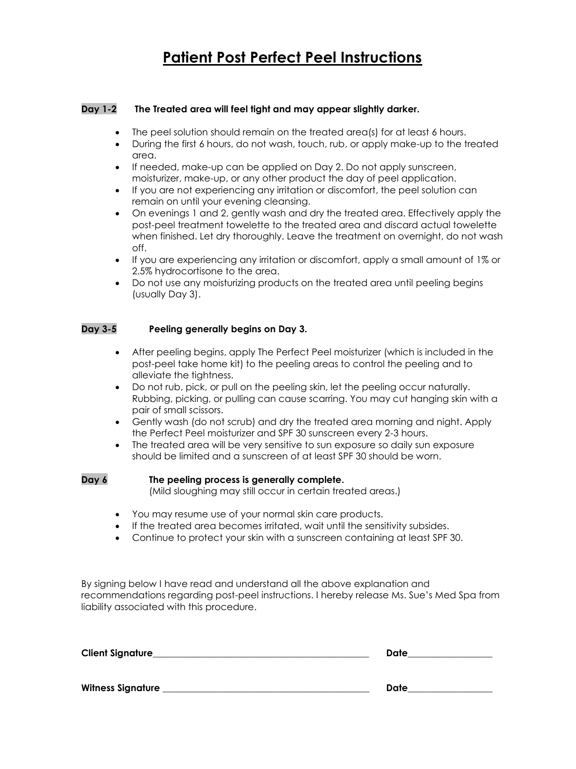# Patient Post Perfect Peel Instructions

**Day 1-2** **The Treated area will feel tight and may appear slightly darker.**

- The peel solution should remain on the treated area(s) for at least 6 hours.
- During the first 6 hours, do not wash, touch, rub, or apply make-up to the treated area.
- If needed, make-up can be applied on Day 2. Do not apply sunscreen, moisturizer, make-up, or any other product the day of peel application.
- If you are not experiencing any irritation or discomfort, the peel solution can remain on until your evening cleansing.
- On evenings 1 and 2, gently wash and dry the treated area. Effectively apply the post-peel treatment towelette to the treated area and discard actual towelette when finished. Let dry thoroughly. Leave the treatment on overnight, do not wash off.
- If you are experiencing any irritation or discomfort, apply a small amount of 1% or 2.5% hydrocortisone to the area.
- Do not use any moisturizing products on the treated area until peeling begins (usually Day 3).

**Day 3-5** **Peeling generally begins on Day 3.**

- After peeling begins, apply The Perfect Peel moisturizer (which is included in the post-peel take home kit) to the peeling areas to control the peeling and to alleviate the tightness.
- Do not rub, pick, or pull on the peeling skin, let the peeling occur naturally. Rubbing, picking, or pulling can cause scarring. You may cut hanging skin with a pair of small scissors.
- Gently wash (do not scrub) and dry the treated area morning and night. Apply the Perfect Peel moisturizer and SPF 30 sunscreen every 2-3 hours.
- The treated area will be very sensitive to sun exposure so daily sun exposure should be limited and a sunscreen of at least SPF 30 should be worn.

**Day 6** **The peeling process is generally complete.**
(Mild sloughing may still occur in certain treated areas.)

- You may resume use of your normal skin care products.
- If the treated area becomes irritated, wait until the sensitivity subsides.
- Continue to protect your skin with a sunscreen containing at least SPF 30.

By signing below I have read and understand all the above explanation and recommendations regarding post-peel instructions. I hereby release Ms. Sue's Med Spa from liability associated with this procedure.

**Client Signature**_______________________________________________ **Date**__________________

**Witness Signature** _____________________________________________ **Date**__________________